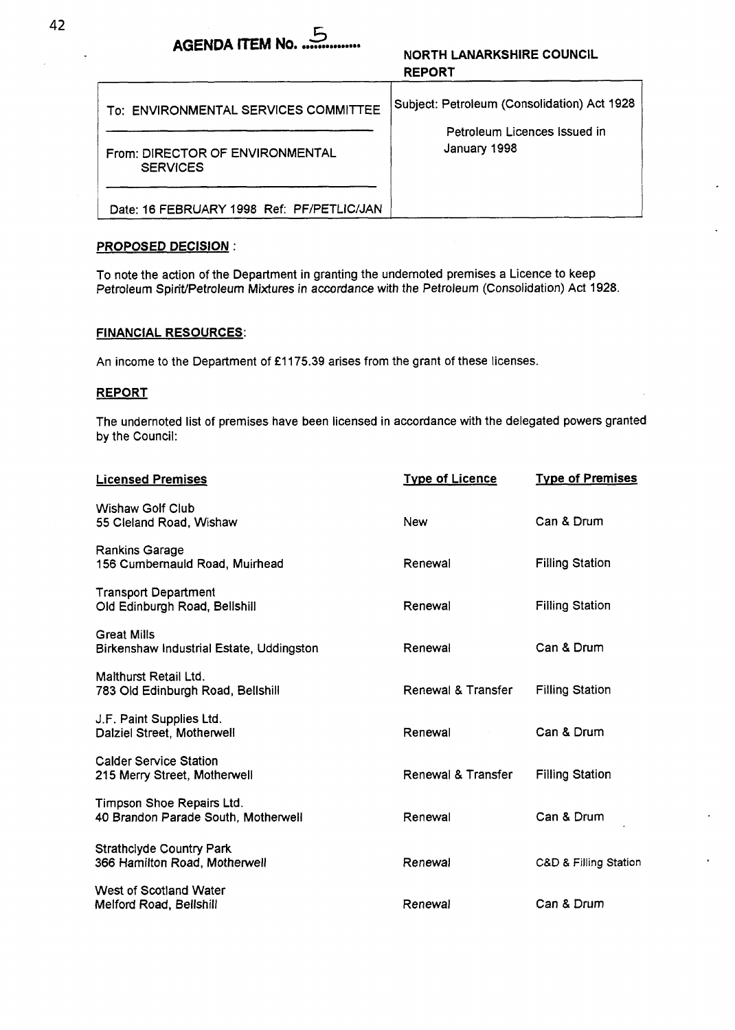**AGENDA ITEM No. 5**

**NORTH LANARKSHIRE COUNCIL REPORT**

| | |
|---|---|
| To: ENVIRONMENTAL SERVICES COMMITTEE | Subject: Petroleum (Consolidation) Act 1928 |
| From: DIRECTOR OF ENVIRONMENTAL SERVICES | Petroleum Licences Issued in January 1998 |
| Date: 16 FEBRUARY 1998 Ref: PF/PETLIC/JAN | |

## PROPOSED DECISION:

To note the action of the Department in granting the undernoted premises a Licence to keep Petroleum Spirit/Petroleum Mixtures in accordance with the Petroleum (Consolidation) Act 1928.

## FINANCIAL RESOURCES:

An income to the Department of £1175.39 arises from the grant of these licenses.

## REPORT

The undernoted list of premises have been licensed in accordance with the delegated powers granted by the Council:

| Licensed Premises | Type of Licence | Type of Premises |
|---|---|---|
| Wishaw Golf Club<br>55 Cleland Road, Wishaw | New | Can & Drum |
| Rankins Garage<br>156 Cumbernauld Road, Muirhead | Renewal | Filling Station |
| Transport Department<br>Old Edinburgh Road, Bellshill | Renewal | Filling Station |
| Great Mills<br>Birkenshaw Industrial Estate, Uddingston | Renewal | Can & Drum |
| Malthurst Retail Ltd.<br>783 Old Edinburgh Road, Bellshill | Renewal & Transfer | Filling Station |
| J.F. Paint Supplies Ltd.<br>Dalziel Street, Motherwell | Renewal | Can & Drum |
| Calder Service Station<br>215 Merry Street, Motherwell | Renewal & Transfer | Filling Station |
| Timpson Shoe Repairs Ltd.<br>40 Brandon Parade South, Motherwell | Renewal | Can & Drum |
| Strathclyde Country Park<br>366 Hamilton Road, Motherwell | Renewal | C&D & Filling Station |
| West of Scotland Water<br>Melford Road, Bellshill | Renewal | Can & Drum |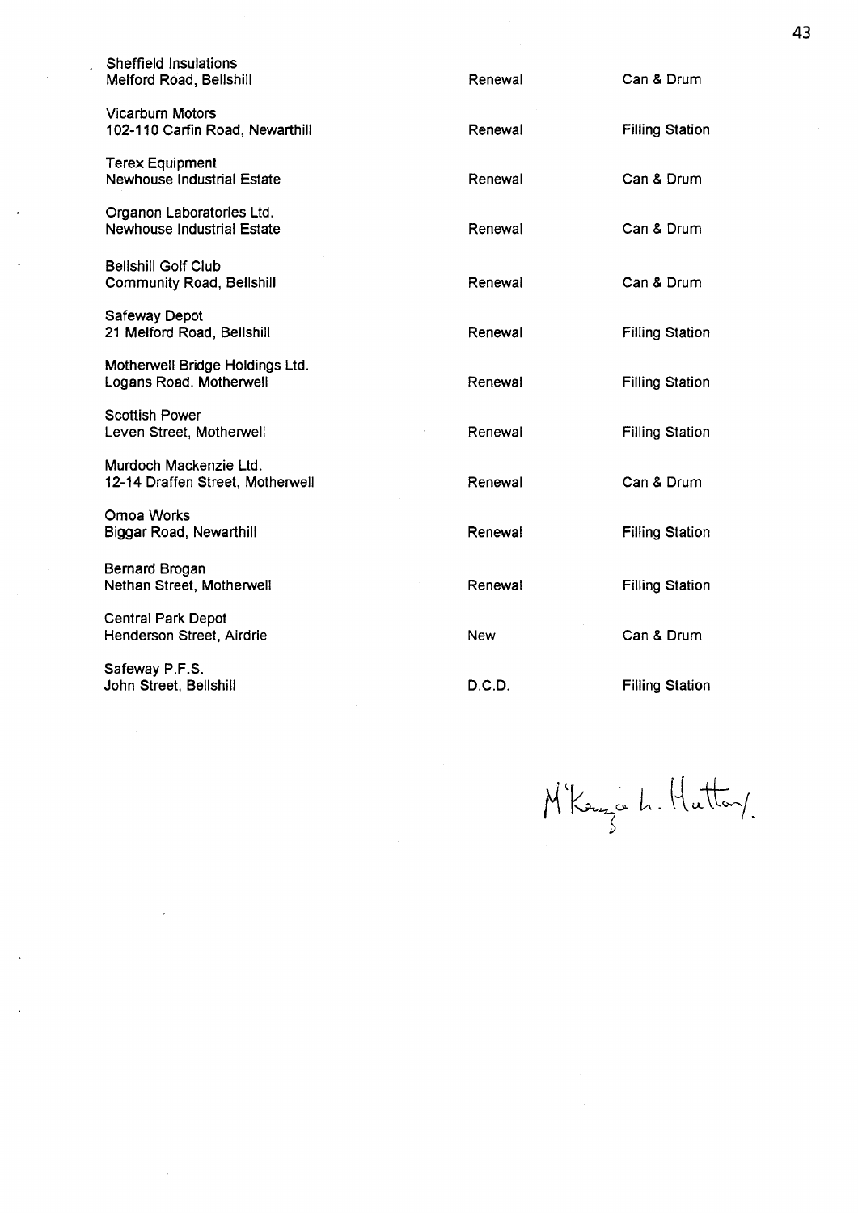| | | |
|---|---|---|
| Sheffield Insulations<br>Melford Road, Bellshill | Renewal | Can & Drum |
| Vicarburn Motors<br>102-110 Carfin Road, Newarthill | Renewal | Filling Station |
| Terex Equipment<br>Newhouse Industrial Estate | Renewal | Can & Drum |
| Organon Laboratories Ltd.<br>Newhouse Industrial Estate | Renewal | Can & Drum |
| Bellshill Golf Club<br>Community Road, Bellshill | Renewal | Can & Drum |
| Safeway Depot<br>21 Melford Road, Bellshill | Renewal | Filling Station |
| Motherwell Bridge Holdings Ltd.<br>Logans Road, Motherwell | Renewal | Filling Station |
| Scottish Power<br>Leven Street, Motherwell | Renewal | Filling Station |
| Murdoch Mackenzie Ltd.<br>12-14 Draffen Street, Motherwell | Renewal | Can & Drum |
| Omoa Works<br>Biggar Road, Newarthill | Renewal | Filling Station |
| Bernard Brogan<br>Nethan Street, Motherwell | Renewal | Filling Station |
| Central Park Depot<br>Henderson Street, Airdrie | New | Can & Drum |
| Safeway P.F.S.<br>John Street, Bellshill | D.C.D. | Filling Station |

M'Kenzie L. Hutton.